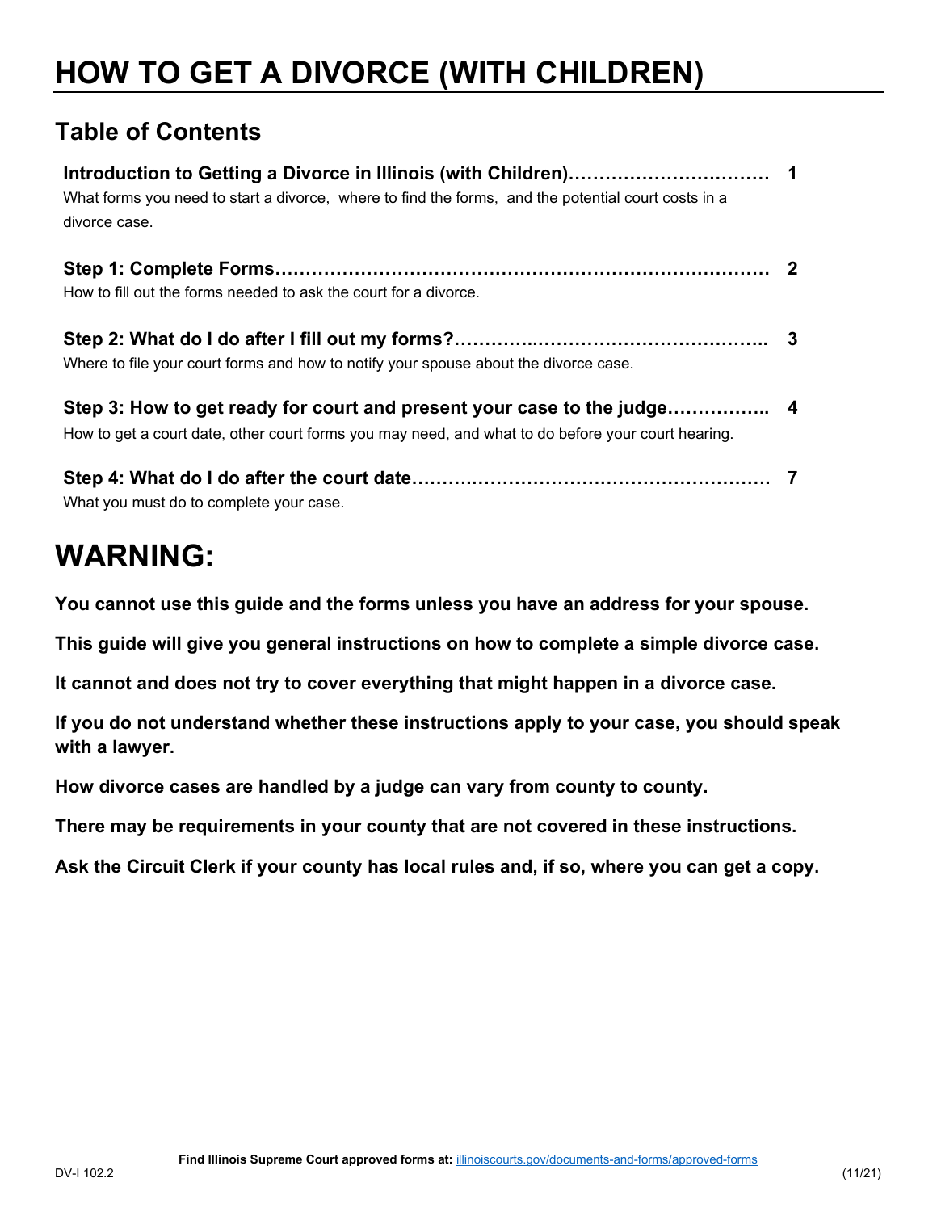# HOW TO GET A DIVORCE (WITH CHILDREN)

## Table of Contents

**Introduction to Getting a Divorce in Illinois (with Children)……………………………… 1**
What forms you need to start a divorce, where to find the forms, and the potential court costs in a divorce case.

**Step 1: Complete Forms………………………………………………………………………… 2**
How to fill out the forms needed to ask the court for a divorce.

**Step 2: What do I do after I fill out my forms?……………..………………………………. 3**
Where to file your court forms and how to notify your spouse about the divorce case.

**Step 3: How to get ready for court and present your case to the judge…………….. 4**
How to get a court date, other court forms you may need, and what to do before your court hearing.

**Step 4: What do I do after the court date……….……………………………………………. 7**
What you must do to complete your case.

# WARNING:

**You cannot use this guide and the forms unless you have an address for your spouse.**

**This guide will give you general instructions on how to complete a simple divorce case.**

**It cannot and does not try to cover everything that might happen in a divorce case.**

**If you do not understand whether these instructions apply to your case, you should speak with a lawyer.**

**How divorce cases are handled by a judge can vary from county to county.**

**There may be requirements in your county that are not covered in these instructions.**

**Ask the Circuit Clerk if your county has local rules and, if so, where you can get a copy.**

**Find Illinois Supreme Court approved forms at:** illinoiscourts.gov/documents-and-forms/approved-forms

DV-I 102.2 (11/21)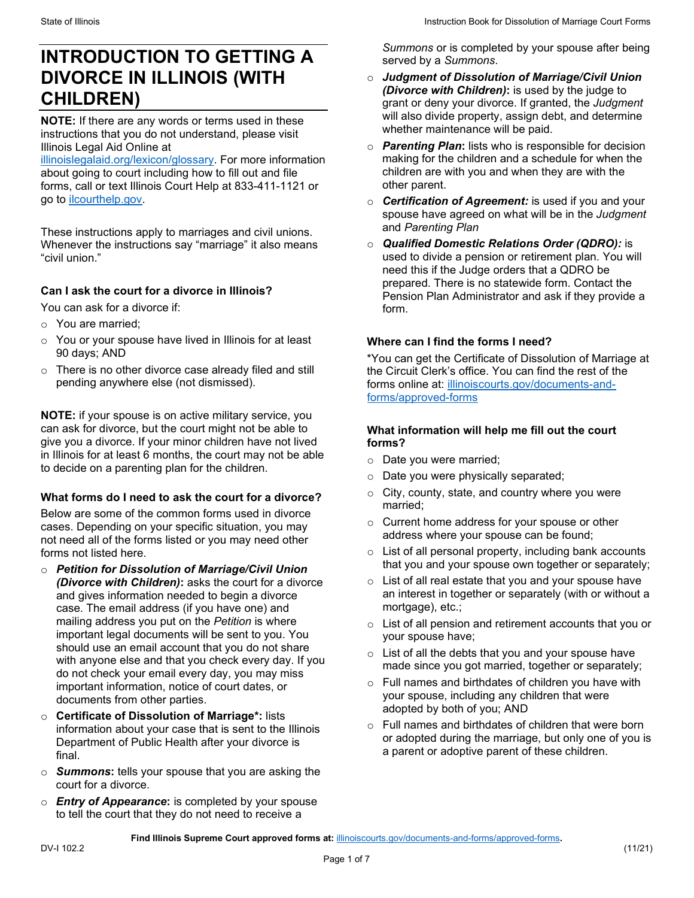# INTRODUCTION TO GETTING A DIVORCE IN ILLINOIS (WITH CHILDREN)

**NOTE:** If there are any words or terms used in these instructions that you do not understand, please visit Illinois Legal Aid Online at illinoislegalaid.org/lexicon/glossary. For more information about going to court including how to fill out and file forms, call or text Illinois Court Help at 833-411-1121 or go to ilcourthelp.gov.

These instructions apply to marriages and civil unions. Whenever the instructions say "marriage" it also means "civil union."

### Can I ask the court for a divorce in Illinois?

You can ask for a divorce if:

- You are married;
- You or your spouse have lived in Illinois for at least 90 days; AND
- There is no other divorce case already filed and still pending anywhere else (not dismissed).

**NOTE:** if your spouse is on active military service, you can ask for divorce, but the court might not be able to give you a divorce. If your minor children have not lived in Illinois for at least 6 months, the court may not be able to decide on a parenting plan for the children.

### What forms do I need to ask the court for a divorce?

Below are some of the common forms used in divorce cases. Depending on your specific situation, you may not need all of the forms listed or you may need other forms not listed here.

- ***Petition for Dissolution of Marriage/Civil Union (Divorce with Children)*:** asks the court for a divorce and gives information needed to begin a divorce case. The email address (if you have one) and mailing address you put on the *Petition* is where important legal documents will be sent to you. You should use an email account that you do not share with anyone else and that you check every day. If you do not check your email every day, you may miss important information, notice of court dates, or documents from other parties.
- **Certificate of Dissolution of Marriage*:** lists information about your case that is sent to the Illinois Department of Public Health after your divorce is final.
- ***Summons*:** tells your spouse that you are asking the court for a divorce.
- ***Entry of Appearance*:** is completed by your spouse to tell the court that they do not need to receive a *Summons* or is completed by your spouse after being served by a *Summons*.
- ***Judgment of Dissolution of Marriage/Civil Union (Divorce with Children)*:** is used by the judge to grant or deny your divorce. If granted, the *Judgment* will also divide property, assign debt, and determine whether maintenance will be paid.
- ***Parenting Plan*:** lists who is responsible for decision making for the children and a schedule for when the children are with you and when they are with the other parent.
- ***Certification of Agreement:*** is used if you and your spouse have agreed on what will be in the *Judgment* and *Parenting Plan*
- ***Qualified Domestic Relations Order (QDRO):*** is used to divide a pension or retirement plan. You will need this if the Judge orders that a QDRO be prepared. There is no statewide form. Contact the Pension Plan Administrator and ask if they provide a form.

### Where can I find the forms I need?

*You can get the Certificate of Dissolution of Marriage at the Circuit Clerk's office. You can find the rest of the forms online at: illinoiscourts.gov/documents-and-forms/approved-forms

### What information will help me fill out the court forms?

- Date you were married;
- Date you were physically separated;
- City, county, state, and country where you were married;
- Current home address for your spouse or other address where your spouse can be found;
- List of all personal property, including bank accounts that you and your spouse own together or separately;
- List of all real estate that you and your spouse have an interest in together or separately (with or without a mortgage), etc.;
- List of all pension and retirement accounts that you or your spouse have;
- List of all the debts that you and your spouse have made since you got married, together or separately;
- Full names and birthdates of children you have with your spouse, including any children that were adopted by both of you; AND
- Full names and birthdates of children that were born or adopted during the marriage, but only one of you is a parent or adoptive parent of these children.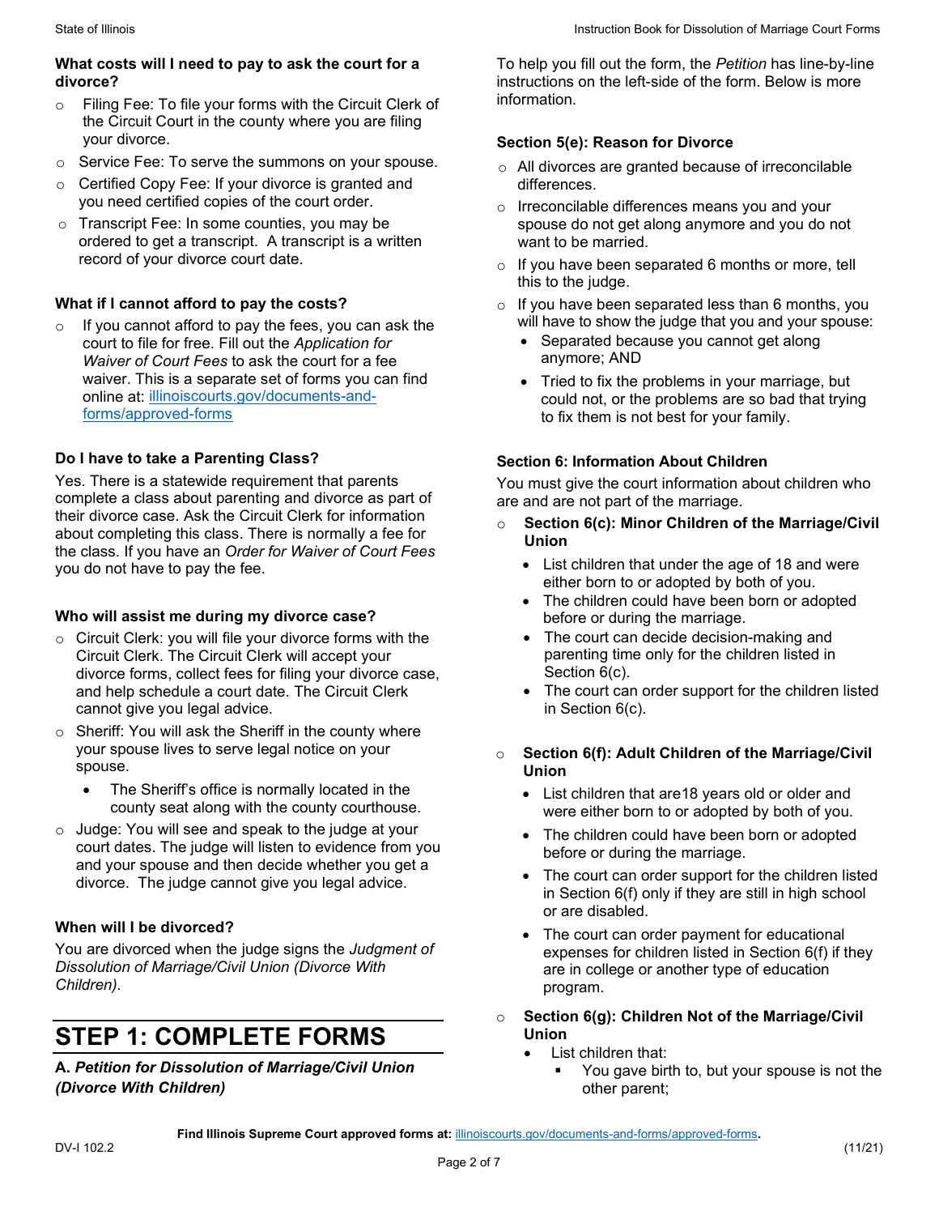### What costs will I need to pay to ask the court for a divorce?

- Filing Fee: To file your forms with the Circuit Clerk of the Circuit Court in the county where you are filing your divorce.
- Service Fee: To serve the summons on your spouse.
- Certified Copy Fee: If your divorce is granted and you need certified copies of the court order.
- Transcript Fee: In some counties, you may be ordered to get a transcript. A transcript is a written record of your divorce court date.

### What if I cannot afford to pay the costs?

- If you cannot afford to pay the fees, you can ask the court to file for free. Fill out the *Application for Waiver of Court Fees* to ask the court for a fee waiver. This is a separate set of forms you can find online at: [illinoiscourts.gov/documents-and-forms/approved-forms](illinoiscourts.gov/documents-and-forms/approved-forms)

### Do I have to take a Parenting Class?

Yes. There is a statewide requirement that parents complete a class about parenting and divorce as part of their divorce case. Ask the Circuit Clerk for information about completing this class. There is normally a fee for the class. If you have an *Order for Waiver of Court Fees* you do not have to pay the fee.

### Who will assist me during my divorce case?

- Circuit Clerk: you will file your divorce forms with the Circuit Clerk. The Circuit Clerk will accept your divorce forms, collect fees for filing your divorce case, and help schedule a court date. The Circuit Clerk cannot give you legal advice.
- Sheriff: You will ask the Sheriff in the county where your spouse lives to serve legal notice on your spouse.
  - The Sheriff's office is normally located in the county seat along with the county courthouse.
- Judge: You will see and speak to the judge at your court dates. The judge will listen to evidence from you and your spouse and then decide whether you get a divorce. The judge cannot give you legal advice.

### When will I be divorced?

You are divorced when the judge signs the *Judgment of Dissolution of Marriage/Civil Union (Divorce With Children)*.

# STEP 1: COMPLETE FORMS

### A. *Petition for Dissolution of Marriage/Civil Union (Divorce With Children)*

To help you fill out the form, the *Petition* has line-by-line instructions on the left-side of the form. Below is more information.

### Section 5(e): Reason for Divorce

- All divorces are granted because of irreconcilable differences.
- Irreconcilable differences means you and your spouse do not get along anymore and you do not want to be married.
- If you have been separated 6 months or more, tell this to the judge.
- If you have been separated less than 6 months, you will have to show the judge that you and your spouse:
  - Separated because you cannot get along anymore; AND
  - Tried to fix the problems in your marriage, but could not, or the problems are so bad that trying to fix them is not best for your family.

### Section 6: Information About Children

You must give the court information about children who are and are not part of the marriage.

- **Section 6(c): Minor Children of the Marriage/Civil Union**
  - List children that under the age of 18 and were either born to or adopted by both of you.
  - The children could have been born or adopted before or during the marriage.
  - The court can decide decision-making and parenting time only for the children listed in Section 6(c).
  - The court can order support for the children listed in Section 6(c).
- **Section 6(f): Adult Children of the Marriage/Civil Union**
  - List children that are18 years old or older and were either born to or adopted by both of you.
  - The children could have been born or adopted before or during the marriage.
  - The court can order support for the children listed in Section 6(f) only if they are still in high school or are disabled.
  - The court can order payment for educational expenses for children listed in Section 6(f) if they are in college or another type of education program.
- **Section 6(g): Children Not of the Marriage/Civil Union**
  - List children that:
    - You gave birth to, but your spouse is not the other parent;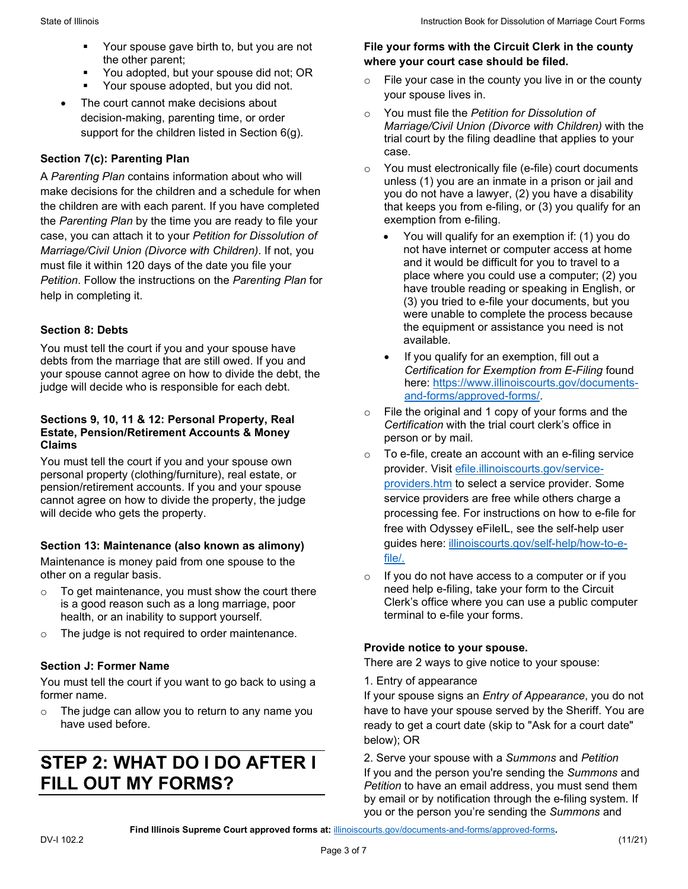- Your spouse gave birth to, but you are not the other parent;
   - You adopted, but your spouse did not; OR
   - Your spouse adopted, but you did not.
- The court cannot make decisions about decision-making, parenting time, or order support for the children listed in Section 6(g).

### Section 7(c): Parenting Plan

A *Parenting Plan* contains information about who will make decisions for the children and a schedule for when the children are with each parent. If you have completed the *Parenting Plan* by the time you are ready to file your case, you can attach it to your *Petition for Dissolution of Marriage/Civil Union (Divorce with Children)*. If not, you must file it within 120 days of the date you file your *Petition*. Follow the instructions on the *Parenting Plan* for help in completing it.

### Section 8: Debts

You must tell the court if you and your spouse have debts from the marriage that are still owed. If you and your spouse cannot agree on how to divide the debt, the judge will decide who is responsible for each debt.

### Sections 9, 10, 11 & 12: Personal Property, Real Estate, Pension/Retirement Accounts & Money Claims

You must tell the court if you and your spouse own personal property (clothing/furniture), real estate, or pension/retirement accounts. If you and your spouse cannot agree on how to divide the property, the judge will decide who gets the property.

### Section 13: Maintenance (also known as alimony)

Maintenance is money paid from one spouse to the other on a regular basis.

- To get maintenance, you must show the court there is a good reason such as a long marriage, poor health, or an inability to support yourself.
- The judge is not required to order maintenance.

### Section J: Former Name

You must tell the court if you want to go back to using a former name.

- The judge can allow you to return to any name you have used before.

## STEP 2: WHAT DO I DO AFTER I FILL OUT MY FORMS?

**File your forms with the Circuit Clerk in the county where your court case should be filed.**

- File your case in the county you live in or the county your spouse lives in.
- You must file the *Petition for Dissolution of Marriage/Civil Union (Divorce with Children)* with the trial court by the filing deadline that applies to your case.
- You must electronically file (e-file) court documents unless (1) you are an inmate in a prison or jail and you do not have a lawyer, (2) you have a disability that keeps you from e-filing, or (3) you qualify for an exemption from e-filing.
  - You will qualify for an exemption if: (1) you do not have internet or computer access at home and it would be difficult for you to travel to a place where you could use a computer; (2) you have trouble reading or speaking in English, or (3) you tried to e-file your documents, but you were unable to complete the process because the equipment or assistance you need is not available.
  - If you qualify for an exemption, fill out a *Certification for Exemption from E-Filing* found here: https://www.illinoiscourts.gov/documents-and-forms/approved-forms/.
- File the original and 1 copy of your forms and the *Certification* with the trial court clerk's office in person or by mail.
- To e-file, create an account with an e-filing service provider. Visit efile.illinoiscourts.gov/service-providers.htm to select a service provider. Some service providers are free while others charge a processing fee. For instructions on how to e-file for free with Odyssey eFileIL, see the self-help user guides here: illinoiscourts.gov/self-help/how-to-e-file/.
- If you do not have access to a computer or if you need help e-filing, take your form to the Circuit Clerk's office where you can use a public computer terminal to e-file your forms.

**Provide notice to your spouse.**

There are 2 ways to give notice to your spouse:

1. Entry of appearance

If your spouse signs an *Entry of Appearance*, you do not have to have your spouse served by the Sheriff. You are ready to get a court date (skip to "Ask for a court date" below); OR

2. Serve your spouse with a *Summons* and *Petition*

If you and the person you're sending the *Summons* and *Petition* to have an email address, you must send them by email or by notification through the e-filing system. If you or the person you're sending the *Summons* and

Find Illinois Supreme Court approved forms at: illinoiscourts.gov/documents-and-forms/approved-forms.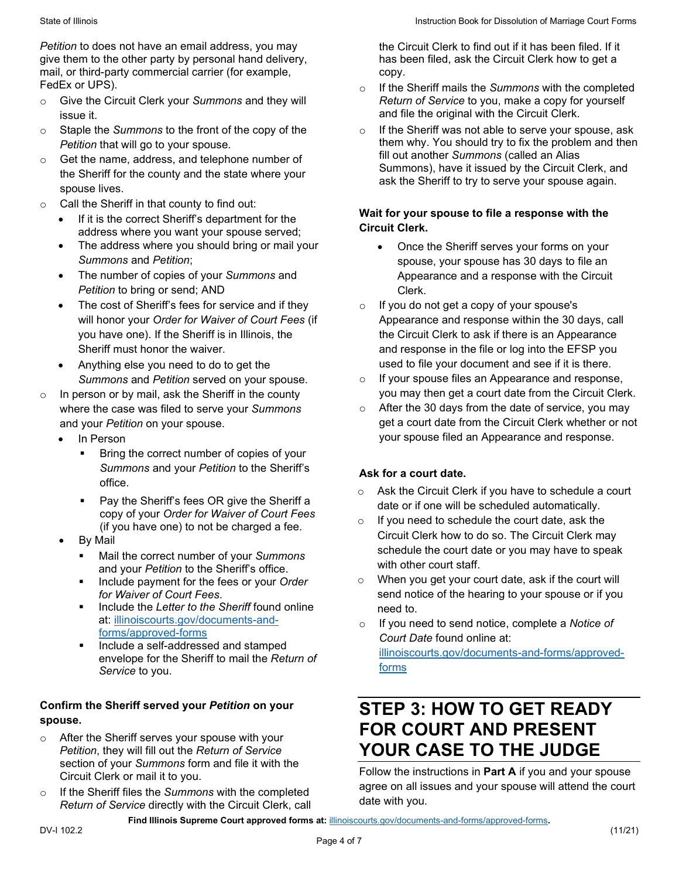*Petition* to does not have an email address, you may give them to the other party by personal hand delivery, mail, or third-party commercial carrier (for example, FedEx or UPS).

- Give the Circuit Clerk your *Summons* and they will issue it.
- Staple the *Summons* to the front of the copy of the *Petition* that will go to your spouse.
- Get the name, address, and telephone number of the Sheriff for the county and the state where your spouse lives.
- Call the Sheriff in that county to find out:
  - If it is the correct Sheriff's department for the address where you want your spouse served;
  - The address where you should bring or mail your *Summons* and *Petition*;
  - The number of copies of your *Summons* and *Petition* to bring or send; AND
  - The cost of Sheriff's fees for service and if they will honor your *Order for Waiver of Court Fees* (if you have one). If the Sheriff is in Illinois, the Sheriff must honor the waiver.
  - Anything else you need to do to get the *Summons* and *Petition* served on your spouse.
- In person or by mail, ask the Sheriff in the county where the case was filed to serve your *Summons* and your *Petition* on your spouse.
  - In Person
    - Bring the correct number of copies of your *Summons* and your *Petition* to the Sheriff's office.
    - Pay the Sheriff's fees OR give the Sheriff a copy of your *Order for Waiver of Court Fees* (if you have one) to not be charged a fee.
  - By Mail
    - Mail the correct number of your *Summons* and your *Petition* to the Sheriff's office.
    - Include payment for the fees or your *Order for Waiver of Court Fees*.
    - Include the *Letter to the Sheriff* found online at: illinoiscourts.gov/documents-and-forms/approved-forms
    - Include a self-addressed and stamped envelope for the Sheriff to mail the *Return of Service* to you.

**Confirm the Sheriff served your *Petition* on your spouse.**

- After the Sheriff serves your spouse with your *Petition*, they will fill out the *Return of Service* section of your *Summons* form and file it with the Circuit Clerk or mail it to you.
- If the Sheriff files the *Summons* with the completed *Return of Service* directly with the Circuit Clerk, call the Circuit Clerk to find out if it has been filed. If it has been filed, ask the Circuit Clerk how to get a copy.
- If the Sheriff mails the *Summons* with the completed *Return of Service* to you, make a copy for yourself and file the original with the Circuit Clerk.
- If the Sheriff was not able to serve your spouse, ask them why. You should try to fix the problem and then fill out another *Summons* (called an Alias Summons), have it issued by the Circuit Clerk, and ask the Sheriff to try to serve your spouse again.

**Wait for your spouse to file a response with the Circuit Clerk.**

- Once the Sheriff serves your forms on your spouse, your spouse has 30 days to file an Appearance and a response with the Circuit Clerk.
- If you do not get a copy of your spouse's Appearance and response within the 30 days, call the Circuit Clerk to ask if there is an Appearance and response in the file or log into the EFSP you used to file your document and see if it is there.
- If your spouse files an Appearance and response, you may then get a court date from the Circuit Clerk.
- After the 30 days from the date of service, you may get a court date from the Circuit Clerk whether or not your spouse filed an Appearance and response.

**Ask for a court date.**

- Ask the Circuit Clerk if you have to schedule a court date or if one will be scheduled automatically.
- If you need to schedule the court date, ask the Circuit Clerk how to do so. The Circuit Clerk may schedule the court date or you may have to speak with other court staff.
- When you get your court date, ask if the court will send notice of the hearing to your spouse or if you need to.
- If you need to send notice, complete a *Notice of Court Date* found online at: illinoiscourts.gov/documents-and-forms/approved-forms

## STEP 3: HOW TO GET READY FOR COURT AND PRESENT YOUR CASE TO THE JUDGE

Follow the instructions in **Part A** if you and your spouse agree on all issues and your spouse will attend the court date with you.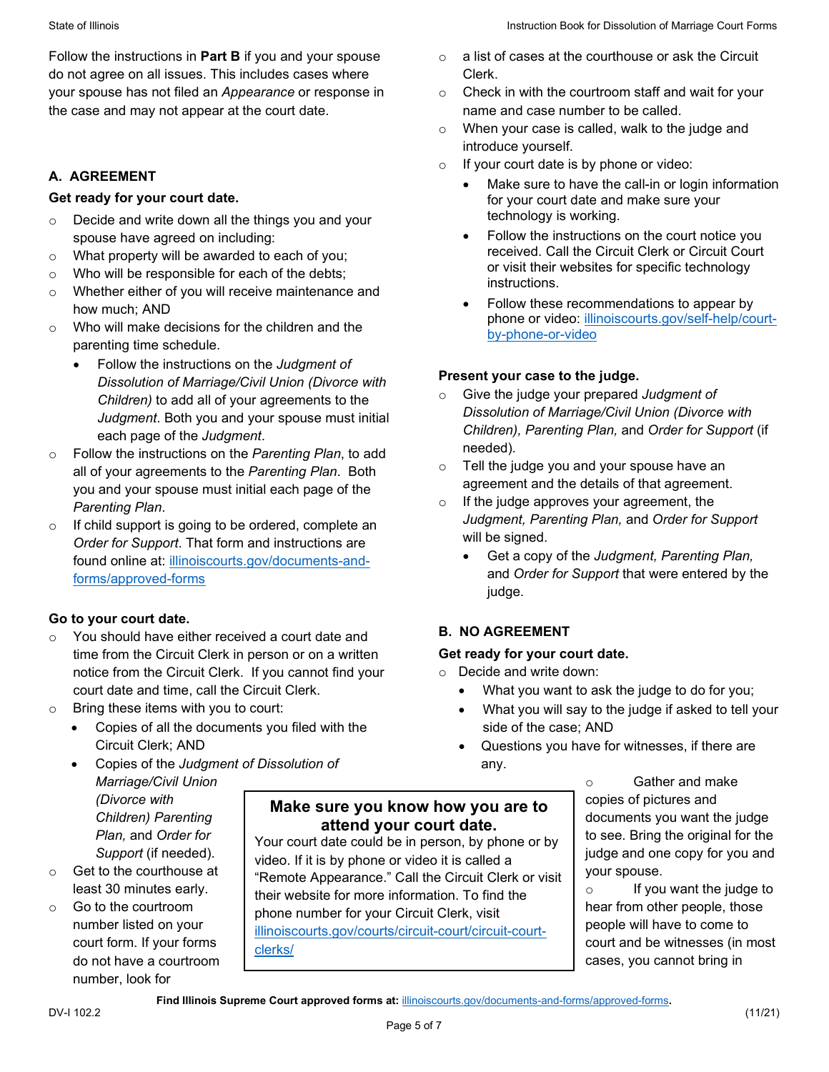Follow the instructions in **Part B** if you and your spouse do not agree on all issues. This includes cases where your spouse has not filed an *Appearance* or response in the case and may not appear at the court date.

## A. AGREEMENT

**Get ready for your court date.**

- Decide and write down all the things you and your spouse have agreed on including:
- What property will be awarded to each of you;
- Who will be responsible for each of the debts;
- Whether either of you will receive maintenance and how much; AND
- Who will make decisions for the children and the parenting time schedule.
  - Follow the instructions on the *Judgment of Dissolution of Marriage/Civil Union (Divorce with Children)* to add all of your agreements to the *Judgment*. Both you and your spouse must initial each page of the *Judgment*.
- Follow the instructions on the *Parenting Plan*, to add all of your agreements to the *Parenting Plan*. Both you and your spouse must initial each page of the *Parenting Plan*.
- If child support is going to be ordered, complete an *Order for Support*. That form and instructions are found online at: illinoiscourts.gov/documents-and-forms/approved-forms

**Go to your court date.**

- You should have either received a court date and time from the Circuit Clerk in person or on a written notice from the Circuit Clerk. If you cannot find your court date and time, call the Circuit Clerk.
- Bring these items with you to court:
  - Copies of all the documents you filed with the Circuit Clerk; AND
  - Copies of the *Judgment of Dissolution of Marriage/Civil Union (Divorce with Children) Parenting Plan,* and *Order for Support* (if needed).
- Get to the courthouse at least 30 minutes early.
- Go to the courtroom number listed on your court form. If your forms do not have a courtroom number, look for a list of cases at the courthouse or ask the Circuit Clerk.
- Check in with the courtroom staff and wait for your name and case number to be called.
- When your case is called, walk to the judge and introduce yourself.
- If your court date is by phone or video:
  - Make sure to have the call-in or login information for your court date and make sure your technology is working.
  - Follow the instructions on the court notice you received. Call the Circuit Clerk or Circuit Court or visit their websites for specific technology instructions.
  - Follow these recommendations to appear by phone or video: illinoiscourts.gov/self-help/court-by-phone-or-video

**Make sure you know how you are to attend your court date.**
Your court date could be in person, by phone or by video. If it is by phone or video it is called a "Remote Appearance." Call the Circuit Clerk or visit their website for more information. To find the phone number for your Circuit Clerk, visit illinoiscourts.gov/courts/circuit-court/circuit-court-clerks/

**Present your case to the judge.**

- Give the judge your prepared *Judgment of Dissolution of Marriage/Civil Union (Divorce with Children), Parenting Plan,* and *Order for Support* (if needed).
- Tell the judge you and your spouse have an agreement and the details of that agreement.
- If the judge approves your agreement, the *Judgment, Parenting Plan,* and *Order for Support* will be signed.
  - Get a copy of the *Judgment, Parenting Plan,* and *Order for Support* that were entered by the judge.

## B. NO AGREEMENT

**Get ready for your court date.**

- Decide and write down:
  - What you want to ask the judge to do for you;
  - What you will say to the judge if asked to tell your side of the case; AND
  - Questions you have for witnesses, if there are any.
- Gather and make copies of pictures and documents you want the judge to see. Bring the original for the judge and one copy for you and your spouse.
- If you want the judge to hear from other people, those people will have to come to court and be witnesses (in most cases, you cannot bring in

**Find Illinois Supreme Court approved forms at:** illinoiscourts.gov/documents-and-forms/approved-forms.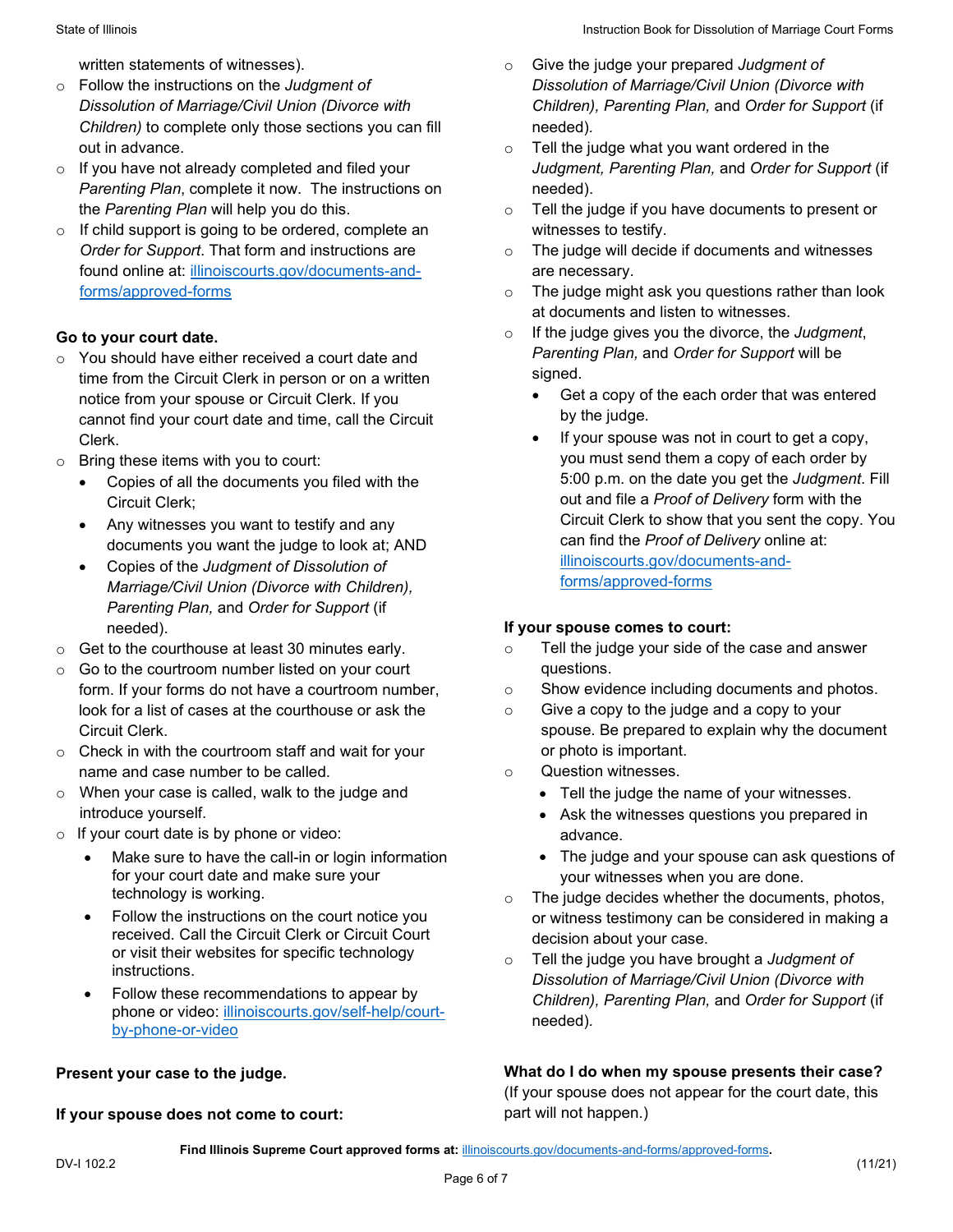written statements of witnesses).

- Follow the instructions on the *Judgment of Dissolution of Marriage/Civil Union (Divorce with Children)* to complete only those sections you can fill out in advance.
- If you have not already completed and filed your *Parenting Plan*, complete it now. The instructions on the *Parenting Plan* will help you do this.
- If child support is going to be ordered, complete an *Order for Support*. That form and instructions are found online at: illinoiscourts.gov/documents-and-forms/approved-forms

**Go to your court date.**

- You should have either received a court date and time from the Circuit Clerk in person or on a written notice from your spouse or Circuit Clerk. If you cannot find your court date and time, call the Circuit Clerk.
- Bring these items with you to court:
  - Copies of all the documents you filed with the Circuit Clerk;
  - Any witnesses you want to testify and any documents you want the judge to look at; AND
  - Copies of the *Judgment of Dissolution of Marriage/Civil Union (Divorce with Children), Parenting Plan,* and *Order for Support* (if needed).
- Get to the courthouse at least 30 minutes early.
- Go to the courtroom number listed on your court form. If your forms do not have a courtroom number, look for a list of cases at the courthouse or ask the Circuit Clerk.
- Check in with the courtroom staff and wait for your name and case number to be called.
- When your case is called, walk to the judge and introduce yourself.
- If your court date is by phone or video:
  - Make sure to have the call-in or login information for your court date and make sure your technology is working.
  - Follow the instructions on the court notice you received. Call the Circuit Clerk or Circuit Court or visit their websites for specific technology instructions.
  - Follow these recommendations to appear by phone or video: illinoiscourts.gov/self-help/court-by-phone-or-video

**Present your case to the judge.**

**If your spouse does not come to court:**

- Give the judge your prepared *Judgment of Dissolution of Marriage/Civil Union (Divorce with Children), Parenting Plan,* and *Order for Support* (if needed).
- Tell the judge what you want ordered in the *Judgment, Parenting Plan,* and *Order for Support* (if needed).
- Tell the judge if you have documents to present or witnesses to testify.
- The judge will decide if documents and witnesses are necessary.
- The judge might ask you questions rather than look at documents and listen to witnesses.
- If the judge gives you the divorce, the *Judgment*, *Parenting Plan,* and *Order for Support* will be signed.
  - Get a copy of the each order that was entered by the judge.
  - If your spouse was not in court to get a copy, you must send them a copy of each order by 5:00 p.m. on the date you get the *Judgment*. Fill out and file a *Proof of Delivery* form with the Circuit Clerk to show that you sent the copy. You can find the *Proof of Delivery* online at: illinoiscourts.gov/documents-and-forms/approved-forms

**If your spouse comes to court:**

- Tell the judge your side of the case and answer questions.
- Show evidence including documents and photos.
- Give a copy to the judge and a copy to your spouse. Be prepared to explain why the document or photo is important.
- Question witnesses.
  - Tell the judge the name of your witnesses.
  - Ask the witnesses questions you prepared in advance.
  - The judge and your spouse can ask questions of your witnesses when you are done.
- The judge decides whether the documents, photos, or witness testimony can be considered in making a decision about your case.
- Tell the judge you have brought a *Judgment of Dissolution of Marriage/Civil Union (Divorce with Children), Parenting Plan,* and *Order for Support* (if needed).

**What do I do when my spouse presents their case?**
(If your spouse does not appear for the court date, this part will not happen.)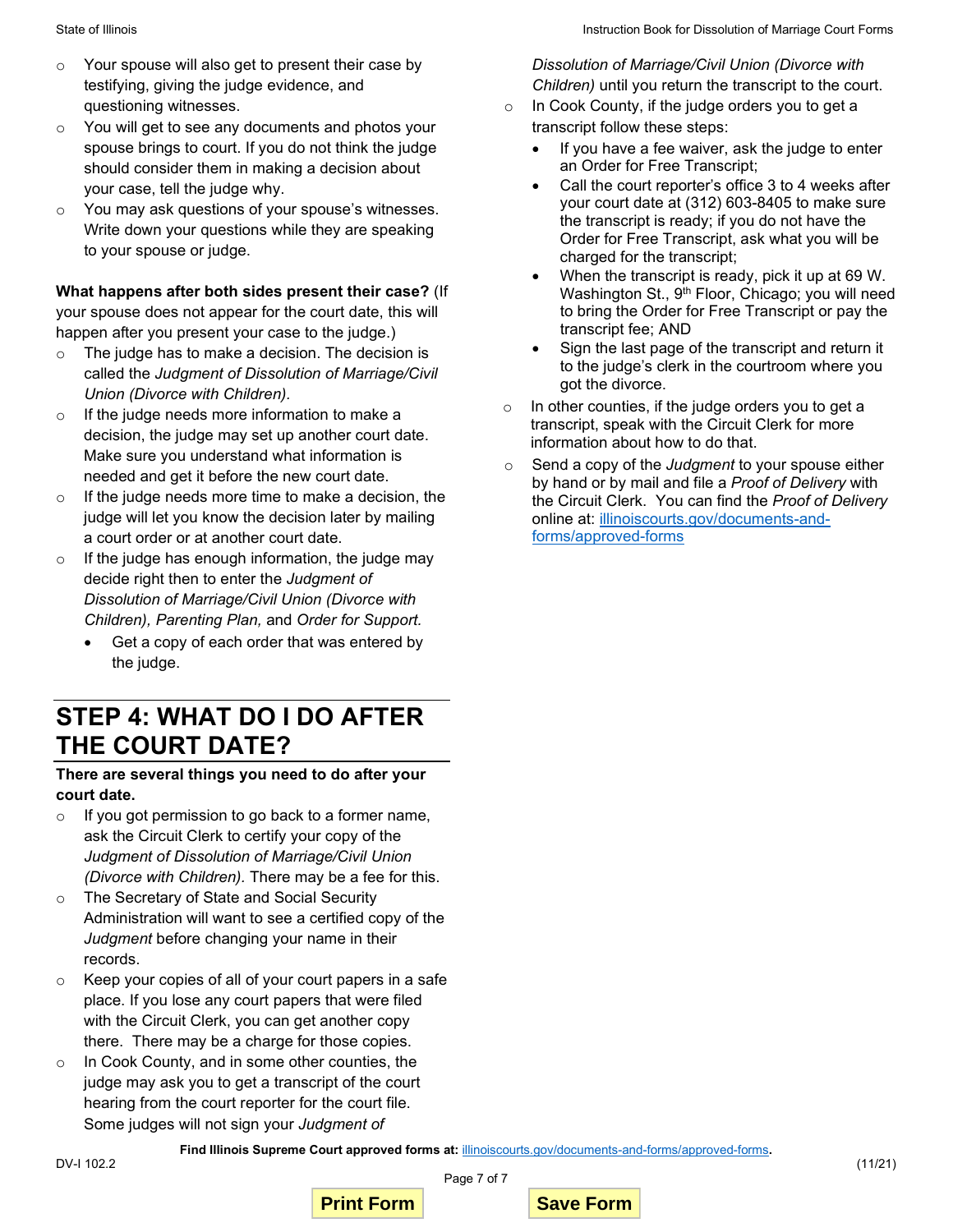- Your spouse will also get to present their case by testifying, giving the judge evidence, and questioning witnesses.
- You will get to see any documents and photos your spouse brings to court. If you do not think the judge should consider them in making a decision about your case, tell the judge why.
- You may ask questions of your spouse's witnesses. Write down your questions while they are speaking to your spouse or judge.

**What happens after both sides present their case?** (If your spouse does not appear for the court date, this will happen after you present your case to the judge.)

- The judge has to make a decision. The decision is called the *Judgment of Dissolution of Marriage/Civil Union (Divorce with Children).*
- If the judge needs more information to make a decision, the judge may set up another court date. Make sure you understand what information is needed and get it before the new court date.
- If the judge needs more time to make a decision, the judge will let you know the decision later by mailing a court order or at another court date.
- If the judge has enough information, the judge may decide right then to enter the *Judgment of Dissolution of Marriage/Civil Union (Divorce with Children), Parenting Plan,* and *Order for Support.*
  - Get a copy of each order that was entered by the judge.

## STEP 4: WHAT DO I DO AFTER THE COURT DATE?

**There are several things you need to do after your court date.**

- If you got permission to go back to a former name, ask the Circuit Clerk to certify your copy of the *Judgment of Dissolution of Marriage/Civil Union (Divorce with Children).* There may be a fee for this.
- The Secretary of State and Social Security Administration will want to see a certified copy of the *Judgment* before changing your name in their records.
- Keep your copies of all of your court papers in a safe place. If you lose any court papers that were filed with the Circuit Clerk, you can get another copy there. There may be a charge for those copies.
- In Cook County, and in some other counties, the judge may ask you to get a transcript of the court hearing from the court reporter for the court file. Some judges will not sign your *Judgment of Dissolution of Marriage/Civil Union (Divorce with Children)* until you return the transcript to the court.
- In Cook County, if the judge orders you to get a transcript follow these steps:
  - If you have a fee waiver, ask the judge to enter an Order for Free Transcript;
  - Call the court reporter's office 3 to 4 weeks after your court date at (312) 603-8405 to make sure the transcript is ready; if you do not have the Order for Free Transcript, ask what you will be charged for the transcript;
  - When the transcript is ready, pick it up at 69 W. Washington St., 9th Floor, Chicago; you will need to bring the Order for Free Transcript or pay the transcript fee; AND
  - Sign the last page of the transcript and return it to the judge's clerk in the courtroom where you got the divorce.
- In other counties, if the judge orders you to get a transcript, speak with the Circuit Clerk for more information about how to do that.
- Send a copy of the *Judgment* to your spouse either by hand or by mail and file a *Proof of Delivery* with the Circuit Clerk. You can find the *Proof of Delivery* online at: illinoiscourts.gov/documents-and-forms/approved-forms

**Find Illinois Supreme Court approved forms at:** illinoiscourts.gov/documents-and-forms/approved-forms.

DV-I 102.2 (11/21)